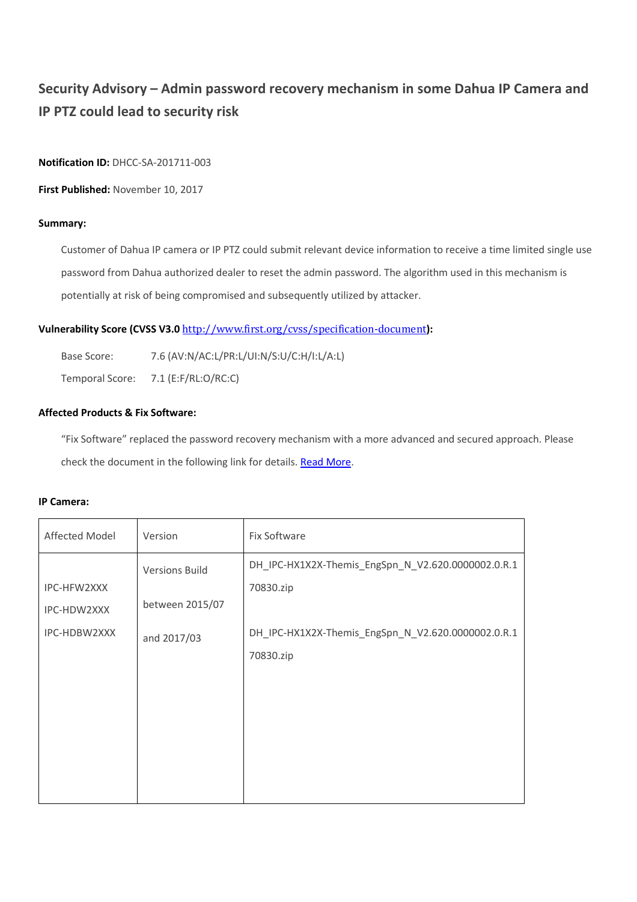# Security Advisory – Admin password recovery mechanism in some Dahua IP Camera and IP PTZ could lead to security risk

**Notification ID:** DHCC-SA-201711-003

**First Published:** November 10, 2017

**Summary:**

Customer of Dahua IP camera or IP PTZ could submit relevant device information to receive a time limited single use password from Dahua authorized dealer to reset the admin password. The algorithm used in this mechanism is potentially at risk of being compromised and subsequently utilized by attacker.

**Vulnerability Score (CVSS V3.0 [http://www.first.org/cvss/specification-document](http://www.first.org/cvss/specification-document)):**

Base Score: 7.6 (AV:N/AC:L/PR:L/UI:N/S:U/C:H/I:L/A:L)

Temporal Score: 7.1 (E:F/RL:O/RC:C)

**Affected Products & Fix Software:**

"Fix Software" replaced the password recovery mechanism with a more advanced and secured approach. Please check the document in the following link for details. Read More.

**IP Camera:**

| Affected Model | Version | Fix Software |
|---|---|---|
| IPC-HFW2XXX<br>IPC-HDW2XXX<br>IPC-HDBW2XXX | Versions Build between 2015/07 and 2017/03 | DH_IPC-HX1X2X-Themis_EngSpn_N_V2.620.0000002.0.R.170830.zip<br><br>DH_IPC-HX1X2X-Themis_EngSpn_N_V2.620.0000002.0.R.170830.zip |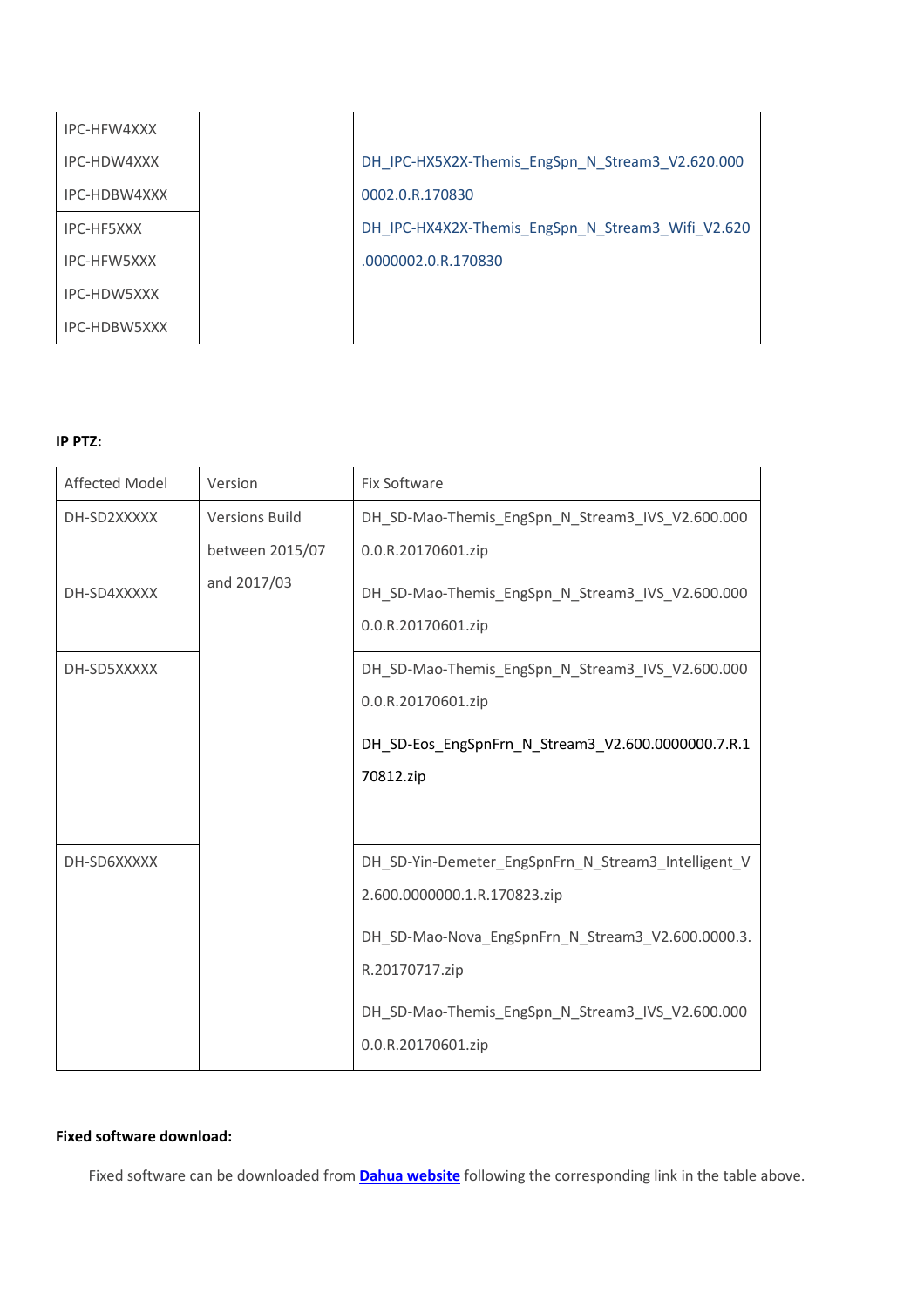| | | |
|---|---|---|
| IPC-HFW4XXX<br>IPC-HDW4XXX<br>IPC-HDBW4XXX | | DH_IPC-HX5X2X-Themis_EngSpn_N_Stream3_V2.620.0000002.0.R.170830<br>DH_IPC-HX4X2X-Themis_EngSpn_N_Stream3_Wifi_V2.620.0000002.0.R.170830 |
| IPC-HF5XXX<br>IPC-HFW5XXX<br>IPC-HDW5XXX<br>IPC-HDBW5XXX | | |

**IP PTZ:**

| Affected Model | Version | Fix Software |
|---|---|---|
| DH-SD2XXXXX | Versions Build between 2015/07 and 2017/03 | DH_SD-Mao-Themis_EngSpn_N_Stream3_IVS_V2.600.0000.0.R.20170601.zip |
| DH-SD4XXXXX | | DH_SD-Mao-Themis_EngSpn_N_Stream3_IVS_V2.600.0000.0.R.20170601.zip |
| DH-SD5XXXXX | | DH_SD-Mao-Themis_EngSpn_N_Stream3_IVS_V2.600.0000.0.R.20170601.zip<br>DH_SD-Eos_EngSpnFrn_N_Stream3_V2.600.0000000.7.R.170812.zip |
| DH-SD6XXXXX | | DH_SD-Yin-Demeter_EngSpnFrn_N_Stream3_Intelligent_V2.600.0000000.1.R.170823.zip<br>DH_SD-Mao-Nova_EngSpnFrn_N_Stream3_V2.600.0000.3.R.20170717.zip<br>DH_SD-Mao-Themis_EngSpn_N_Stream3_IVS_V2.600.0000.0.R.20170601.zip |

**Fixed software download:**

Fixed software can be downloaded from **Dahua website** following the corresponding link in the table above.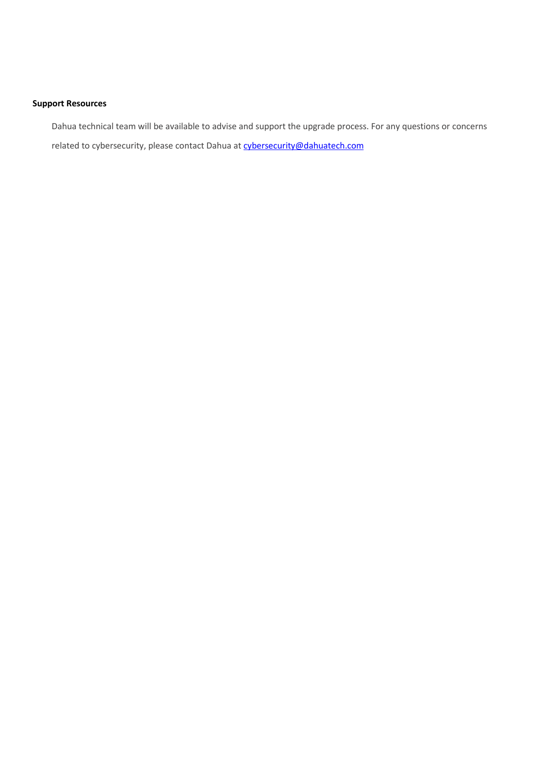**Support Resources**

Dahua technical team will be available to advise and support the upgrade process. For any questions or concerns related to cybersecurity, please contact Dahua at cybersecurity@dahuatech.com